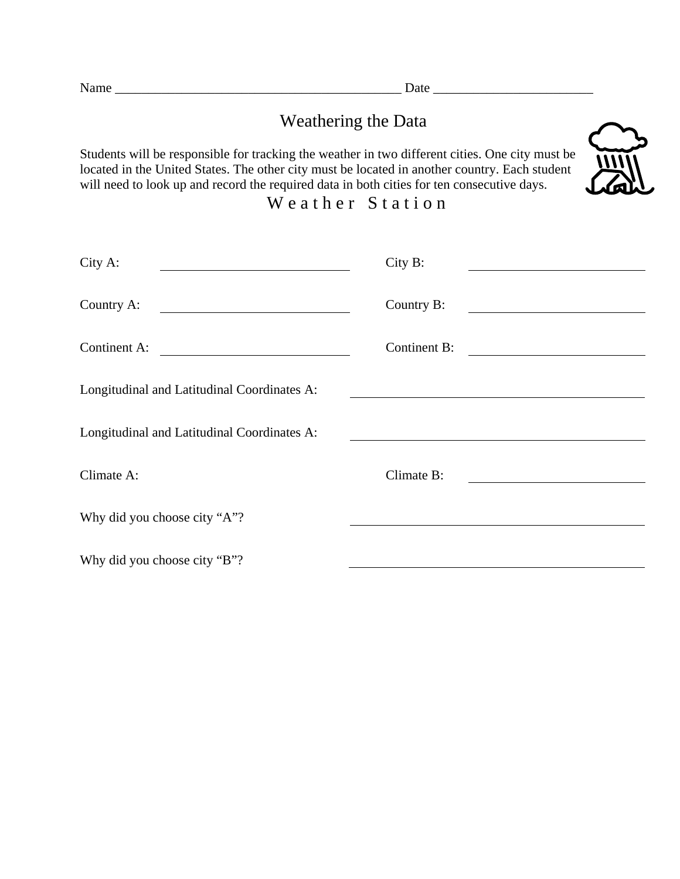Name ____________________________________________ Date ________________________

# Weathering the Data

Students will be responsible for tracking the weather in two different cities. One city must be located in the United States. The other city must be located in another country. Each student will need to look up and record the required data in both cities for ten consecutive days.

## Weather Station

City A: ____________________________ City B: ____________________________

Country A: ____________________________ Country B: ____________________________

Continent A: ____________________________ Continent B: ____________________________

Longitudinal and Latitudinal Coordinates A: ____________________________________________

Longitudinal and Latitudinal Coordinates A: ____________________________________________

Climate A: Climate B: ____________________________

Why did you choose city “A”? ____________________________________________

Why did you choose city “B”? ____________________________________________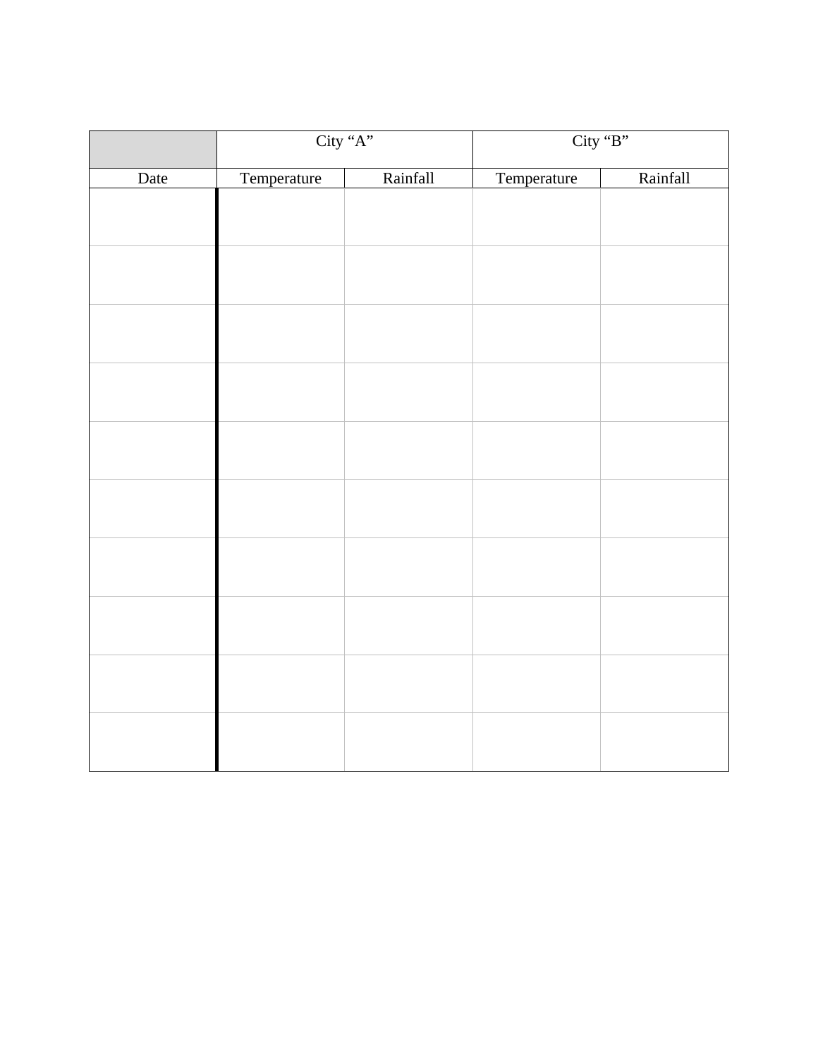| | City "A" | | City "B" | |
|---|---|---|---|---|
| Date | Temperature | Rainfall | Temperature | Rainfall |
| | | | | |
| | | | | |
| | | | | |
| | | | | |
| | | | | |
| | | | | |
| | | | | |
| | | | | |
| | | | | |
| | | | | |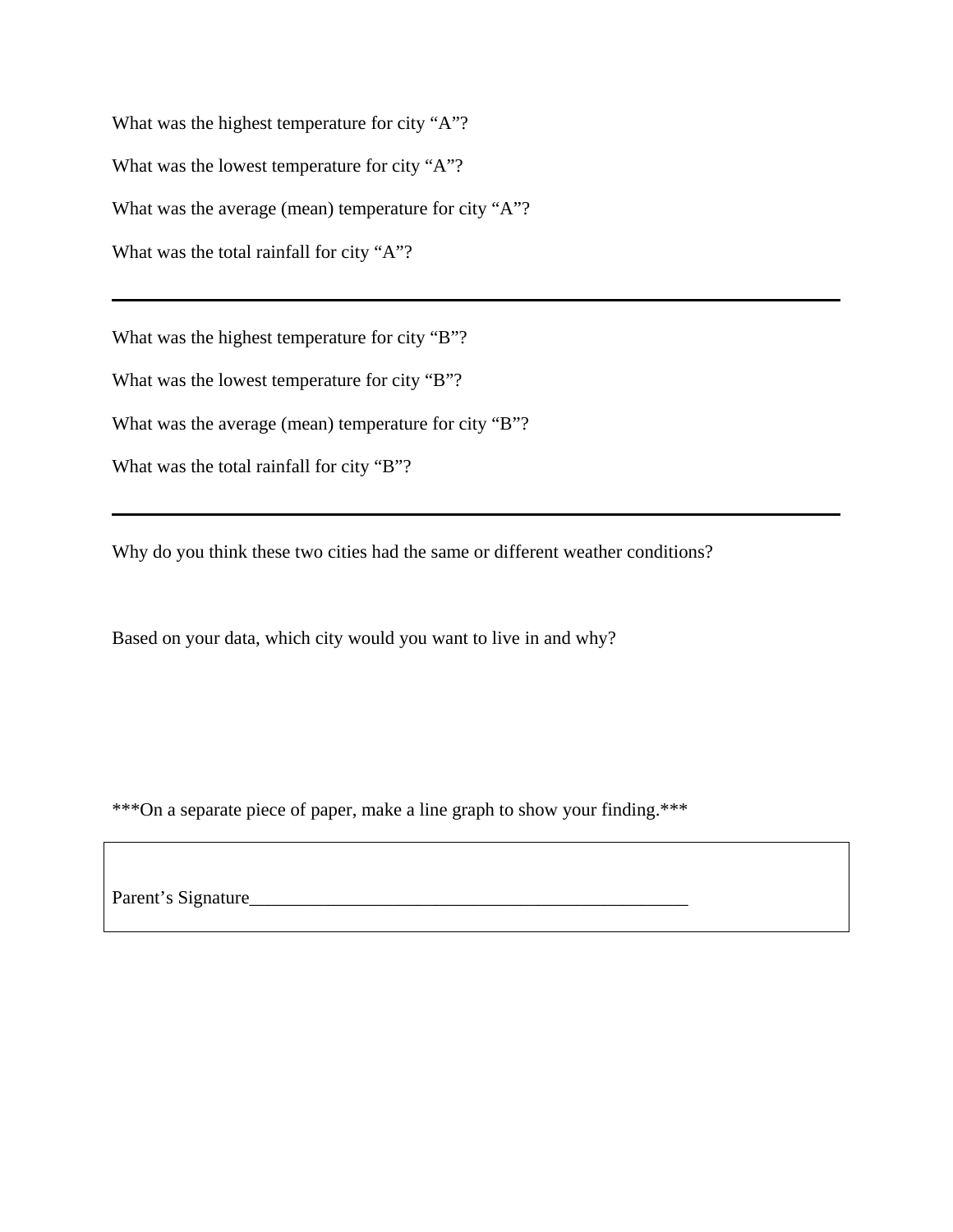What was the highest temperature for city "A"?

What was the lowest temperature for city "A"?

What was the average (mean) temperature for city "A"?

What was the total rainfall for city "A"?

---

What was the highest temperature for city "B"?

What was the lowest temperature for city "B"?

What was the average (mean) temperature for city "B"?

What was the total rainfall for city "B"?

---

Why do you think these two cities had the same or different weather conditions?

Based on your data, which city would you want to live in and why?

***On a separate piece of paper, make a line graph to show your finding.***

Parent's Signature_________________________________________________